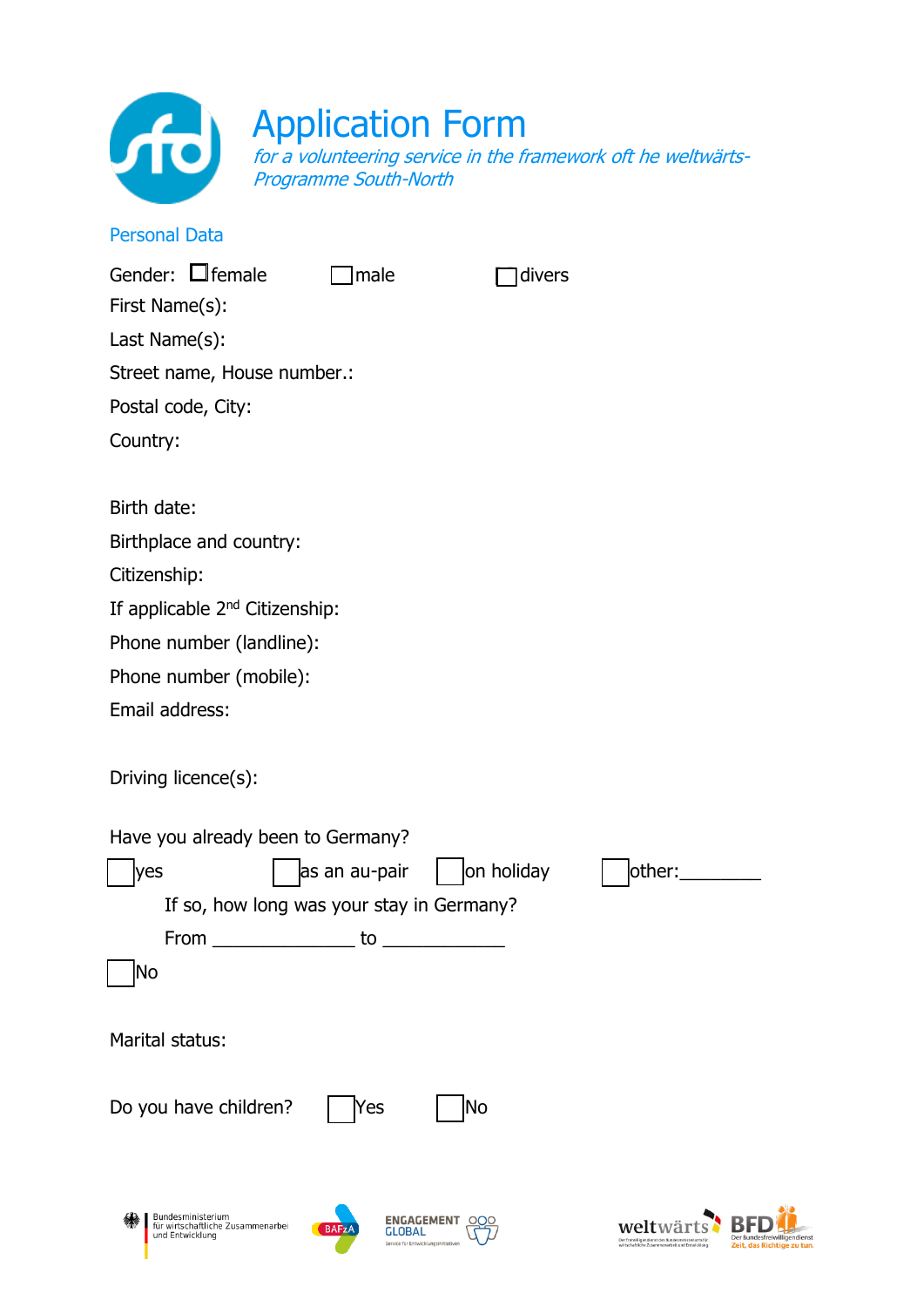# Application Form

*for a volunteering service in the framework oft he weltwärts-Programme South-North*

## Personal Data

Gender: ☐ female ☐ male ☐ divers

First Name(s):

Last Name(s):

Street name, House number.:

Postal code, City:

Country:

Birth date:

Birthplace and country:

Citizenship:

If applicable 2nd Citizenship:

Phone number (landline):

Phone number (mobile):

Email address:

Driving licence(s):

Have you already been to Germany?

☐ yes ☐ as an au-pair ☐ on holiday ☐ other:________

If so, how long was your stay in Germany?

From ______________ to ____________

☐ No

Marital status:

Do you have children? ☐ Yes ☐ No

Bundesministerium für wirtschaftliche Zusammenarbeit und Entwicklung | BAFzA | ENGAGEMENT GLOBAL | weltwärts | BFD Der Bundesfreiwilligendienst Zeit, das Richtige zu tun.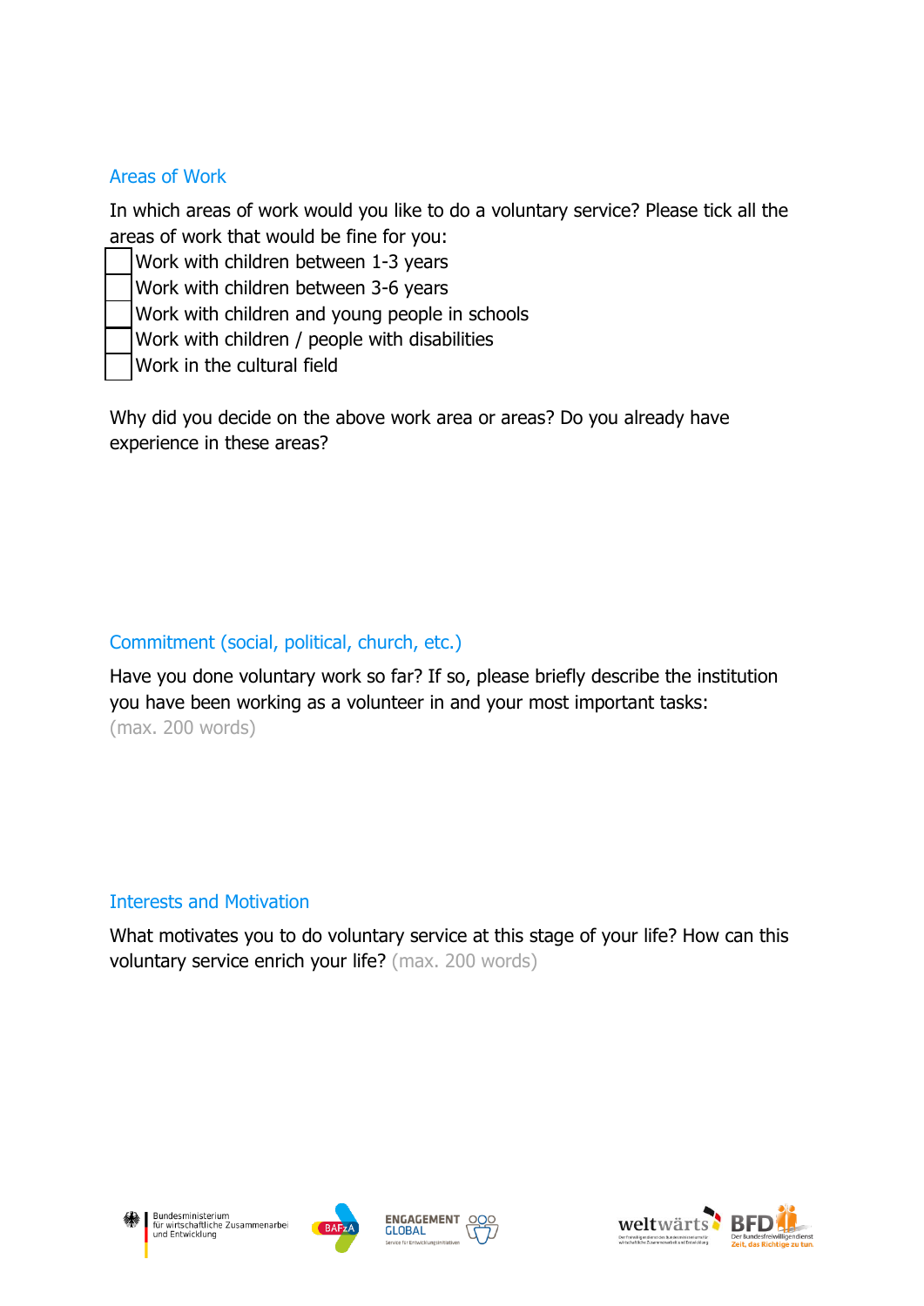## Areas of Work

In which areas of work would you like to do a voluntary service? Please tick all the areas of work that would be fine for you:

- [ ] Work with children between 1-3 years
- [ ] Work with children between 3-6 years
- [ ] Work with children and young people in schools
- [ ] Work with children / people with disabilities
- [ ] Work in the cultural field

Why did you decide on the above work area or areas? Do you already have experience in these areas?

## Commitment (social, political, church, etc.)

Have you done voluntary work so far? If so, please briefly describe the institution you have been working as a volunteer in and your most important tasks: (max. 200 words)

## Interests and Motivation

What motivates you to do voluntary service at this stage of your life? How can this voluntary service enrich your life? (max. 200 words)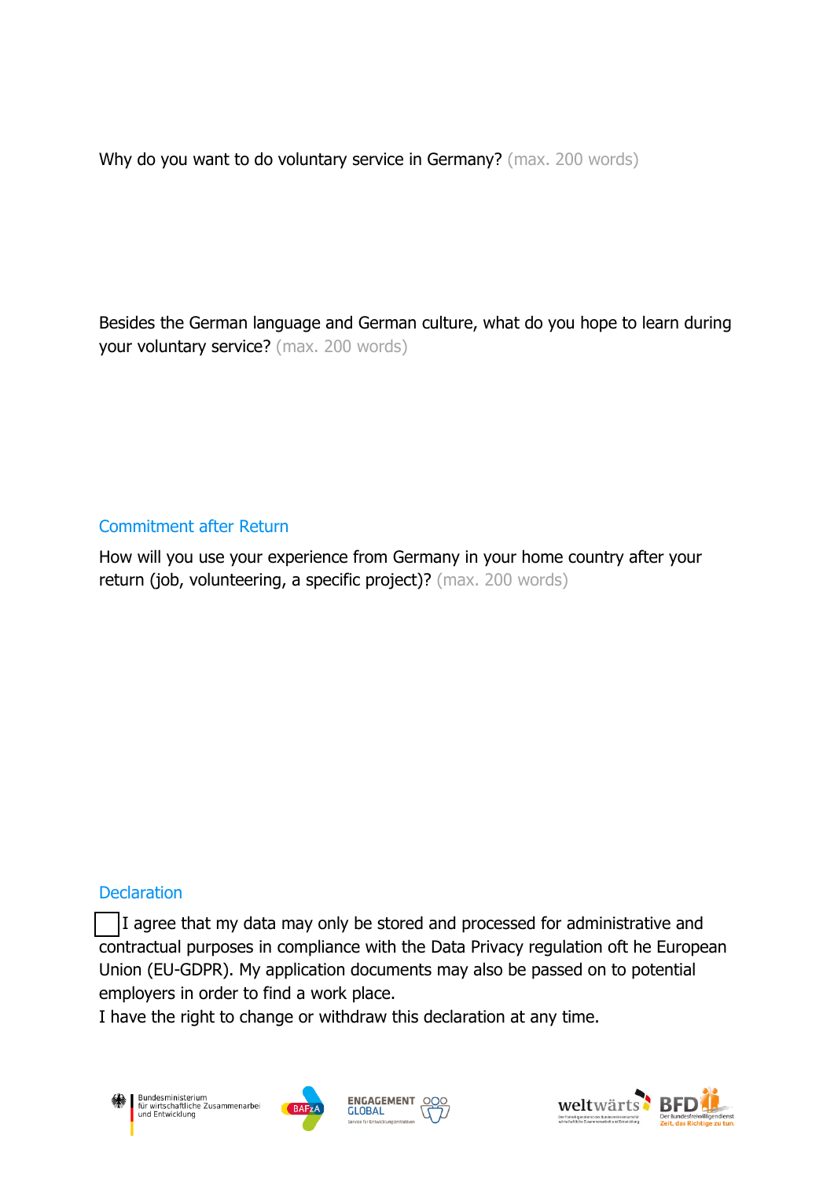Why do you want to do voluntary service in Germany? (max. 200 words)

Besides the German language and German culture, what do you hope to learn during your voluntary service? (max. 200 words)

## Commitment after Return

How will you use your experience from Germany in your home country after your return (job, volunteering, a specific project)? (max. 200 words)

## Declaration

☐ I agree that my data may only be stored and processed for administrative and contractual purposes in compliance with the Data Privacy regulation oft he European Union (EU-GDPR). My application documents may also be passed on to potential employers in order to find a work place.
I have the right to change or withdraw this declaration at any time.

Bundesministerium für wirtschaftliche Zusammenarbei und Entwicklung

BAFzA

ENGAGEMENT GLOBAL Service für Entwicklungsinitiativen

weltwärts

BFD Der Bundesfreiwilligendienst Zeit, das Richtige zu tun.